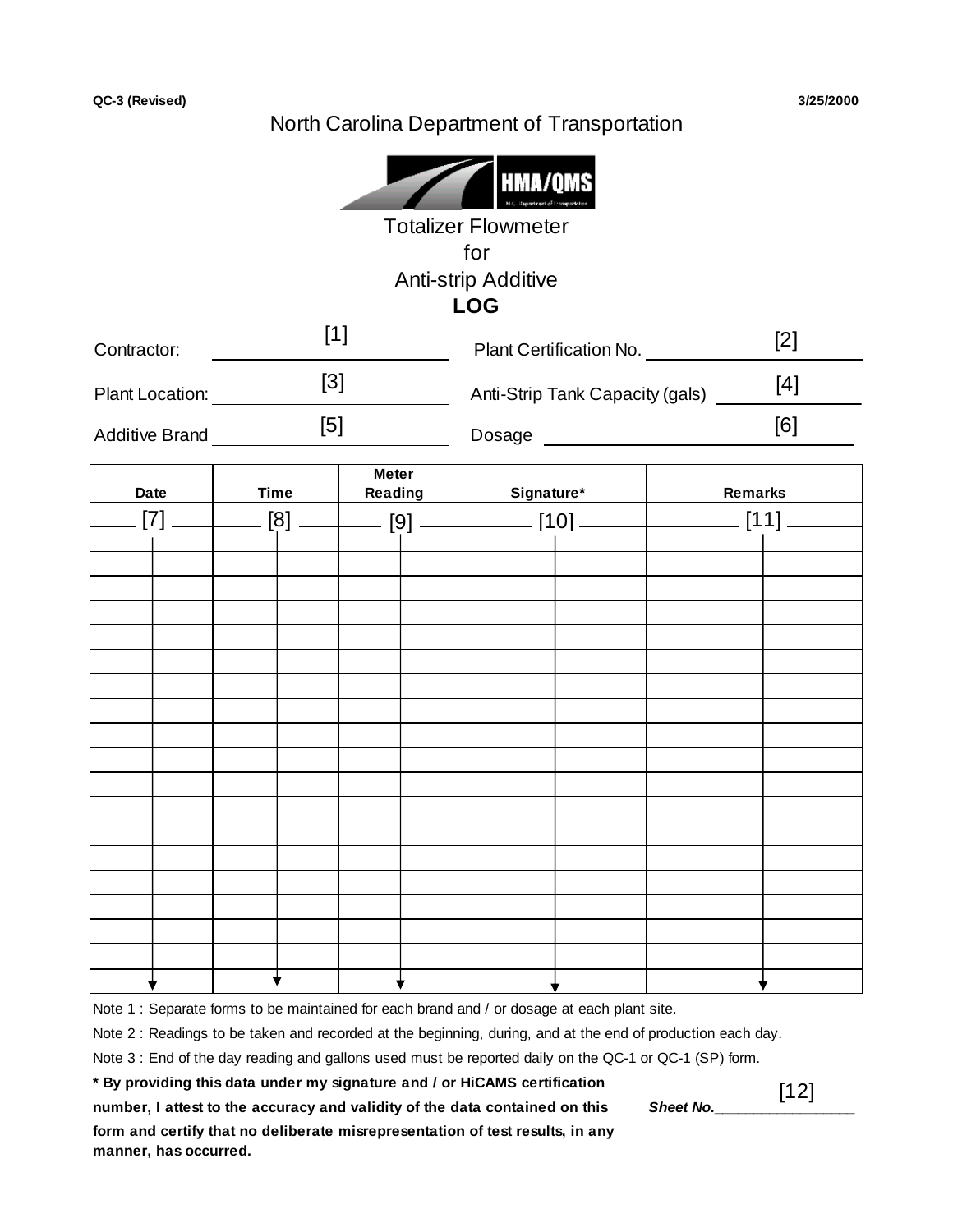QC-3 (Revised) 3/25/2000

North Carolina Department of Transportation

HMA/QMS

# Totalizer Flowmeter for Anti-strip Additive **LOG**

Contractor: [1]

Plant Certification No. [2]

Plant Location: [3]

Anti-Strip Tank Capacity (gals) [4]

Additive Brand [5]

Dosage [6]

| Date | Time | Meter Reading | Signature* | Remarks |
|---|---|---|---|---|
| [7] | [8] | [9] | [10] | [11] |
| | | | | |
| | | | | |
| | | | | |
| | | | | |
| | | | | |
| | | | | |
| | | | | |
| | | | | |
| | | | | |
| | | | | |
| | | | | |
| | | | | |
| | | | | |
| | | | | |
| | | | | |
| | | | | |
| | | | | |
| | | | | |
| | | | | |

Note 1 : Separate forms to be maintained for each brand and / or dosage at each plant site.

Note 2 : Readings to be taken and recorded at the beginning, during, and at the end of production each day.

Note 3 : End of the day reading and gallons used must be reported daily on the QC-1 or QC-1 (SP) form.

**\* By providing this data under my signature and / or HiCAMS certification number, I attest to the accuracy and validity of the data contained on this form and certify that no deliberate misrepresentation of test results, in any manner, has occurred.**

***Sheet No.*** [12]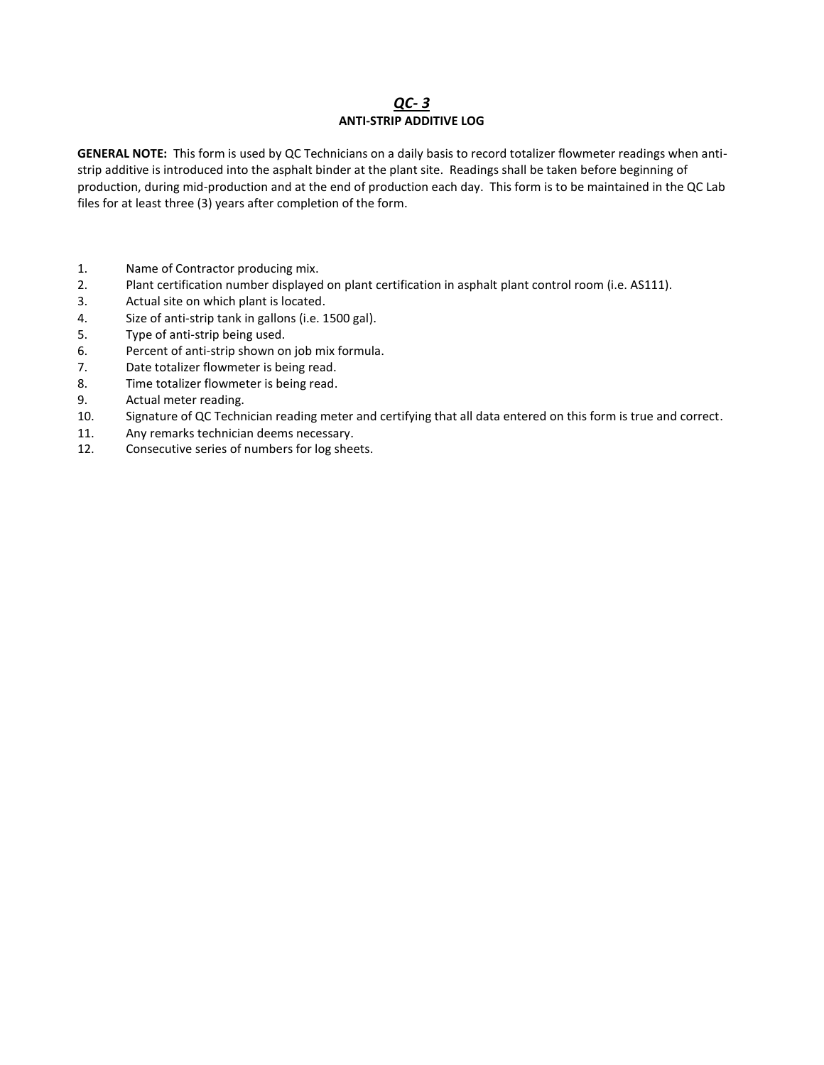# ***QC- 3***

## ANTI-STRIP ADDITIVE LOG

**GENERAL NOTE:** This form is used by QC Technicians on a daily basis to record totalizer flowmeter readings when anti-strip additive is introduced into the asphalt binder at the plant site. Readings shall be taken before beginning of production, during mid-production and at the end of production each day. This form is to be maintained in the QC Lab files for at least three (3) years after completion of the form.

1. Name of Contractor producing mix.
2. Plant certification number displayed on plant certification in asphalt plant control room (i.e. AS111).
3. Actual site on which plant is located.
4. Size of anti-strip tank in gallons (i.e. 1500 gal).
5. Type of anti-strip being used.
6. Percent of anti-strip shown on job mix formula.
7. Date totalizer flowmeter is being read.
8. Time totalizer flowmeter is being read.
9. Actual meter reading.
10. Signature of QC Technician reading meter and certifying that all data entered on this form is true and correct.
11. Any remarks technician deems necessary.
12. Consecutive series of numbers for log sheets.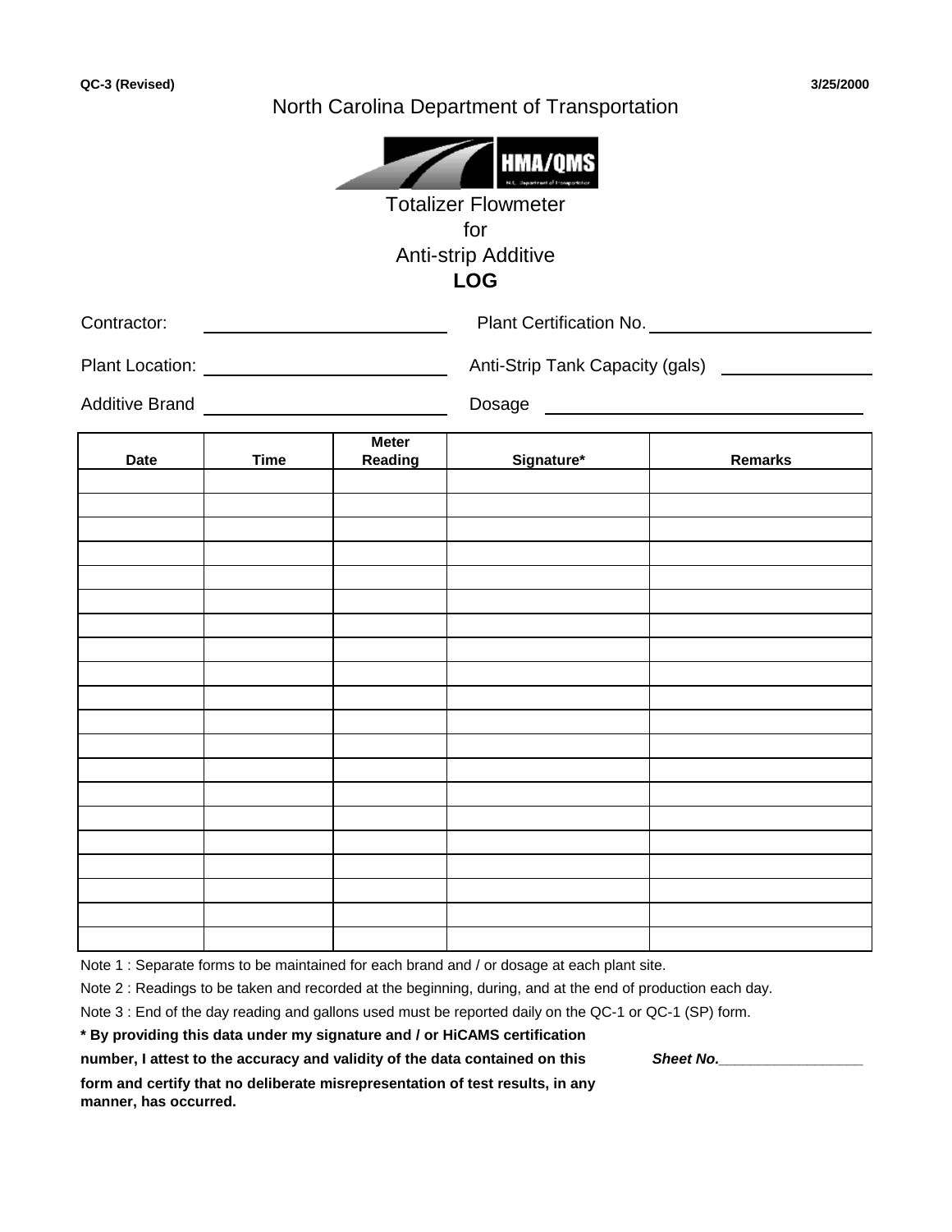QC-3 (Revised) 3/25/2000

North Carolina Department of Transportation

HMA/QMS

# Totalizer Flowmeter for Anti-strip Additive **LOG**

Contractor: ______________________ Plant Certification No. ______________________

Plant Location: ______________________ Anti-Strip Tank Capacity (gals) ______________

Additive Brand ______________________ Dosage ______________________

| Date | Time | Meter Reading | Signature* | Remarks |
|---|---|---|---|---|
| | | | | |
| | | | | |
| | | | | |
| | | | | |
| | | | | |
| | | | | |
| | | | | |
| | | | | |
| | | | | |
| | | | | |
| | | | | |
| | | | | |
| | | | | |
| | | | | |
| | | | | |
| | | | | |
| | | | | |
| | | | | |
| | | | | |
| | | | | |

Note 1 : Separate forms to be maintained for each brand and / or dosage at each plant site.

Note 2 : Readings to be taken and recorded at the beginning, during, and at the end of production each day.

Note 3 : End of the day reading and gallons used must be reported daily on the QC-1 or QC-1 (SP) form.

**\* By providing this data under my signature and / or HiCAMS certification number, I attest to the accuracy and validity of the data contained on this form and certify that no deliberate misrepresentation of test results, in any manner, has occurred.**

***Sheet No.***__________________